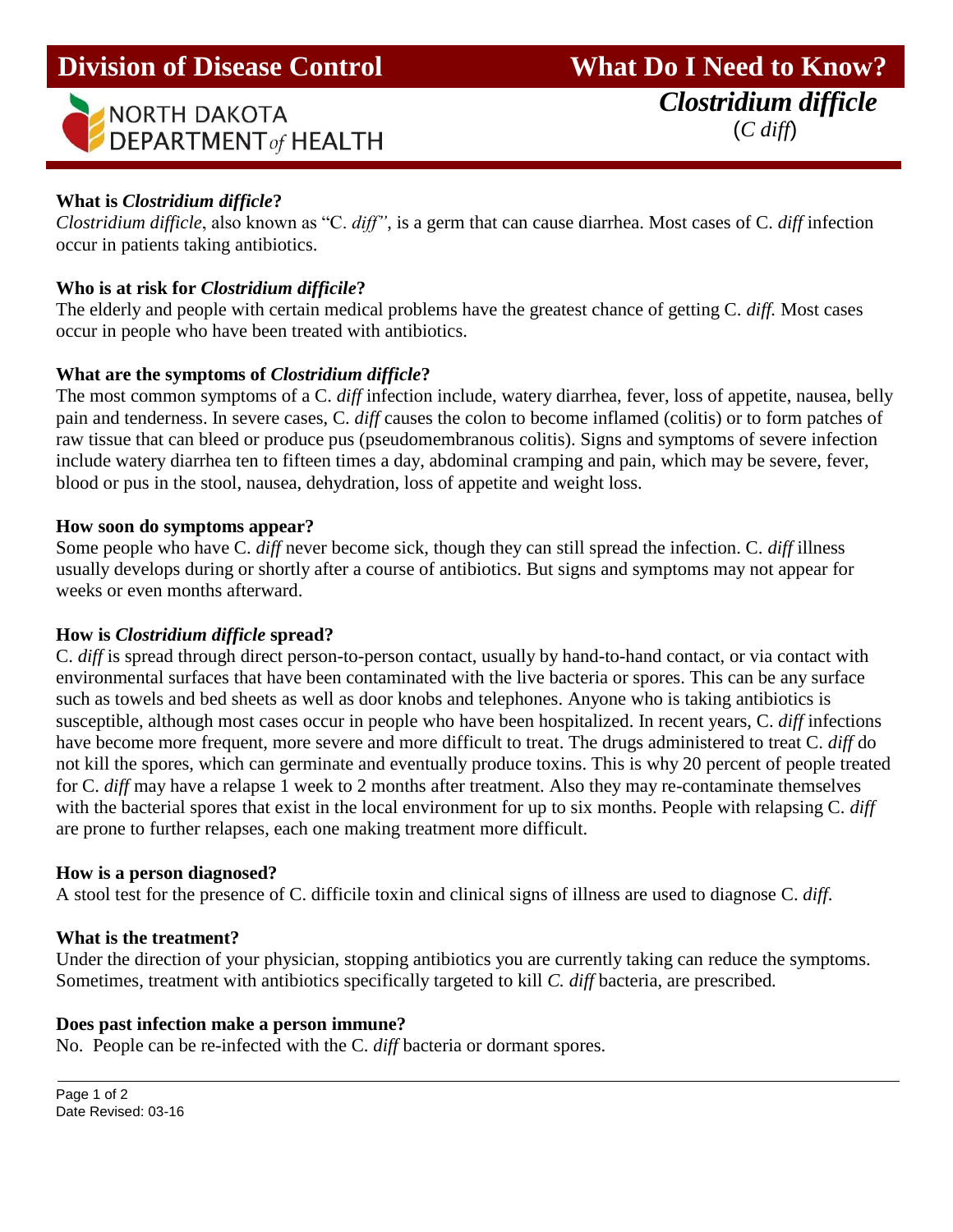# Division of Disease Control

NORTH DAKOTA DEPARTMENT *of* HEALTH

# What Do I Need to Know?

## *Clostridium difficile*

(*C diff*)

**What is *Clostridium difficile*?**

*Clostridium difficile*, also known as "C. *diff"*, is a germ that can cause diarrhea. Most cases of C. *diff* infection occur in patients taking antibiotics.

**Who is at risk for *Clostridium difficile*?**

The elderly and people with certain medical problems have the greatest chance of getting C. *diff.* Most cases occur in people who have been treated with antibiotics.

**What are the symptoms of *Clostridium difficile*?**

The most common symptoms of a C. *diff* infection include, watery diarrhea, fever, loss of appetite, nausea, belly pain and tenderness. In severe cases, C. *diff* causes the colon to become inflamed (colitis) or to form patches of raw tissue that can bleed or produce pus (pseudomembranous colitis). Signs and symptoms of severe infection include watery diarrhea ten to fifteen times a day, abdominal cramping and pain, which may be severe, fever, blood or pus in the stool, nausea, dehydration, loss of appetite and weight loss.

**How soon do symptoms appear?**

Some people who have C. *diff* never become sick, though they can still spread the infection. C. *diff* illness usually develops during or shortly after a course of antibiotics. But signs and symptoms may not appear for weeks or even months afterward.

**How is *Clostridium difficile* spread?**

C. *diff* is spread through direct person-to-person contact, usually by hand-to-hand contact, or via contact with environmental surfaces that have been contaminated with the live bacteria or spores. This can be any surface such as towels and bed sheets as well as door knobs and telephones. Anyone who is taking antibiotics is susceptible, although most cases occur in people who have been hospitalized. In recent years, C. *diff* infections have become more frequent, more severe and more difficult to treat. The drugs administered to treat C. *diff* do not kill the spores, which can germinate and eventually produce toxins. This is why 20 percent of people treated for C. *diff* may have a relapse 1 week to 2 months after treatment. Also they may re-contaminate themselves with the bacterial spores that exist in the local environment for up to six months. People with relapsing C. *diff* are prone to further relapses, each one making treatment more difficult.

**How is a person diagnosed?**

A stool test for the presence of C. difficile toxin and clinical signs of illness are used to diagnose C. *diff.*

**What is the treatment?**

Under the direction of your physician, stopping antibiotics you are currently taking can reduce the symptoms. Sometimes, treatment with antibiotics specifically targeted to kill *C. diff* bacteria, are prescribed.

**Does past infection make a person immune?**

No. People can be re-infected with the C. *diff* bacteria or dormant spores.

Date Revised: 03-16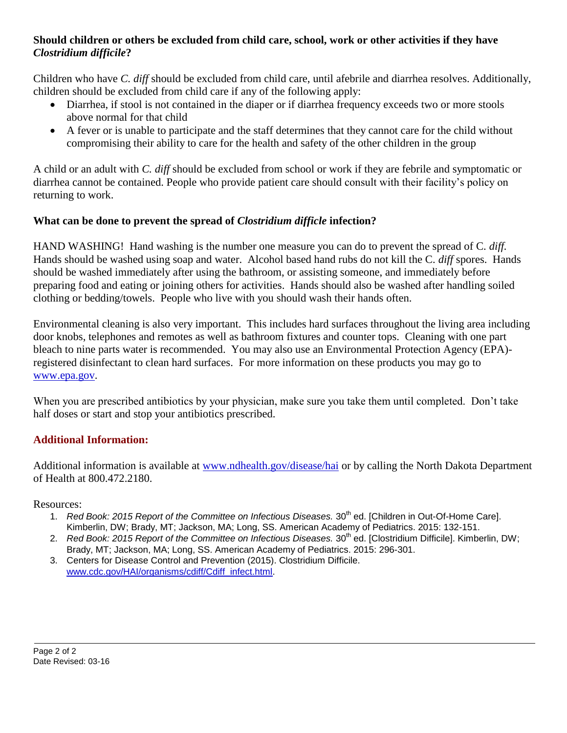### Should children or others be excluded from child care, school, work or other activities if they have *Clostridium difficile*?

Children who have *C. diff* should be excluded from child care, until afebrile and diarrhea resolves. Additionally, children should be excluded from child care if any of the following apply:

- Diarrhea, if stool is not contained in the diaper or if diarrhea frequency exceeds two or more stools above normal for that child
- A fever or is unable to participate and the staff determines that they cannot care for the child without compromising their ability to care for the health and safety of the other children in the group

A child or an adult with *C. diff* should be excluded from school or work if they are febrile and symptomatic or diarrhea cannot be contained. People who provide patient care should consult with their facility's policy on returning to work.

### What can be done to prevent the spread of *Clostridium difficle* infection?

HAND WASHING! Hand washing is the number one measure you can do to prevent the spread of C. *diff*. Hands should be washed using soap and water. Alcohol based hand rubs do not kill the C. *diff* spores. Hands should be washed immediately after using the bathroom, or assisting someone, and immediately before preparing food and eating or joining others for activities. Hands should also be washed after handling soiled clothing or bedding/towels. People who live with you should wash their hands often.

Environmental cleaning is also very important. This includes hard surfaces throughout the living area including door knobs, telephones and remotes as well as bathroom fixtures and counter tops. Cleaning with one part bleach to nine parts water is recommended. You may also use an Environmental Protection Agency (EPA)-registered disinfectant to clean hard surfaces. For more information on these products you may go to www.epa.gov.

When you are prescribed antibiotics by your physician, make sure you take them until completed. Don't take half doses or start and stop your antibiotics prescribed.

### Additional Information:

Additional information is available at www.ndhealth.gov/disease/hai or by calling the North Dakota Department of Health at 800.472.2180.

Resources:

1. *Red Book: 2015 Report of the Committee on Infectious Diseases.* 30th ed. [Children in Out-Of-Home Care]. Kimberlin, DW; Brady, MT; Jackson, MA; Long, SS. American Academy of Pediatrics. 2015: 132-151.
2. *Red Book: 2015 Report of the Committee on Infectious Diseases.* 30th ed. [Clostridium Difficile]. Kimberlin, DW; Brady, MT; Jackson, MA; Long, SS. American Academy of Pediatrics. 2015: 296-301.
3. Centers for Disease Control and Prevention (2015). Clostridium Difficile. www.cdc.gov/HAI/organisms/cdiff/Cdiff_infect.html.

Date Revised: 03-16